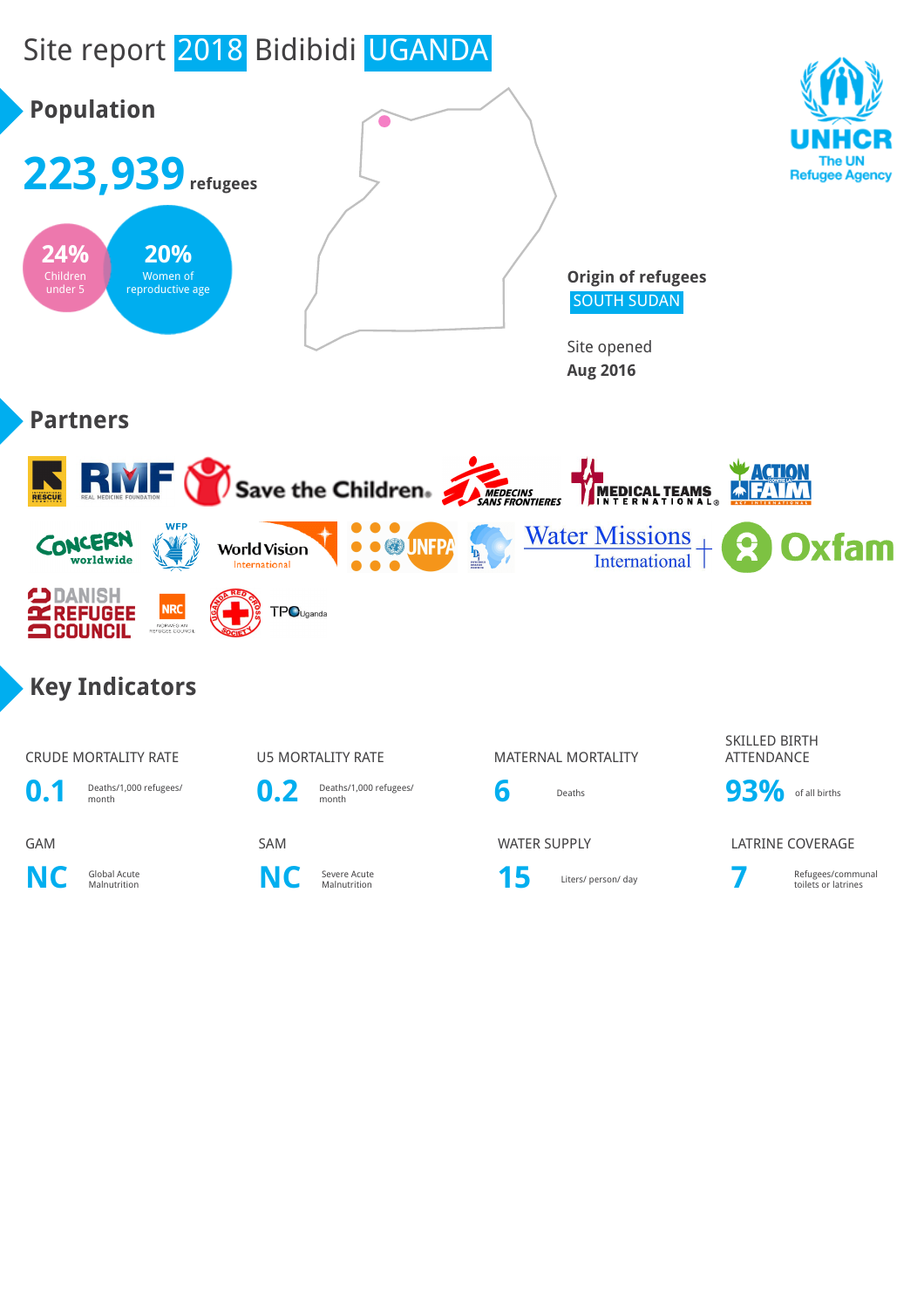# Site report 2018 Bidibidi UGANDA

## Population

**223,939** refugees

**24%** Children under 5

**20%** Women of reproductive age

**Origin of refugees**
SOUTH SUDAN

Site opened
**Aug 2016**

## Partners

## Key Indicators

| CRUDE MORTALITY RATE | U5 MORTALITY RATE | MATERNAL MORTALITY | SKILLED BIRTH ATTENDANCE |
|---|---|---|---|
| **0.1** Deaths/1,000 refugees/ month | **0.2** Deaths/1,000 refugees/ month | **6** Deaths | **93%** of all births |

| GAM | SAM | WATER SUPPLY | LATRINE COVERAGE |
|---|---|---|---|
| **NC** Global Acute Malnutrition | **NC** Severe Acute Malnutrition | **15** Liters/ person/ day | **7** Refugees/communal toilets or latrines |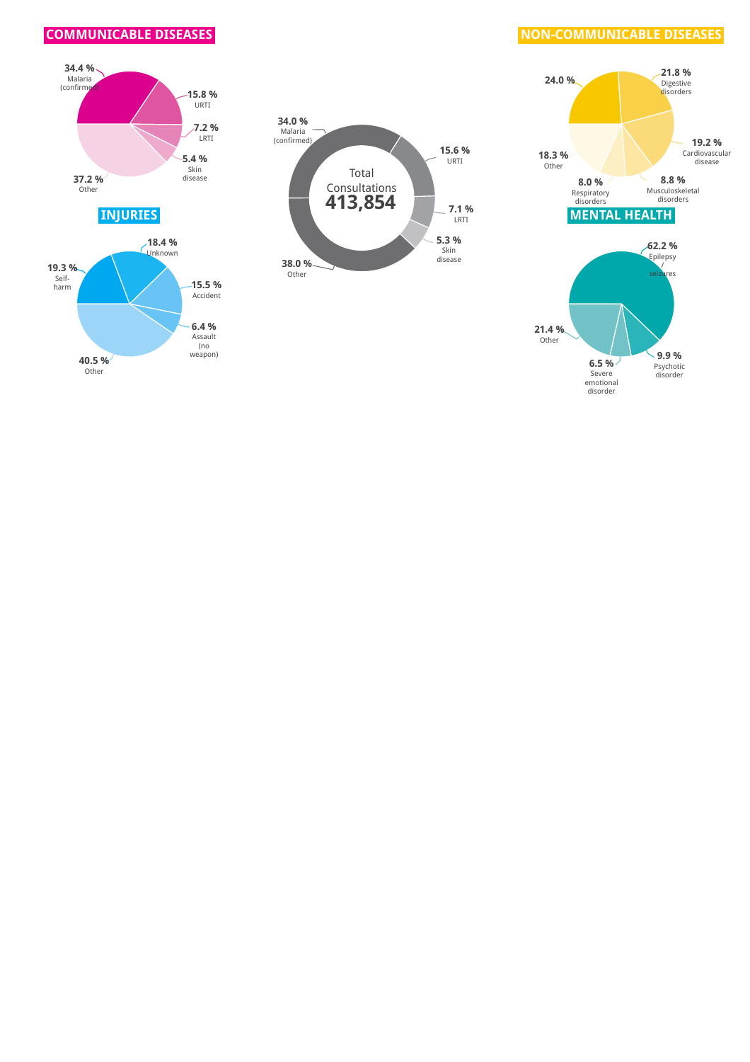## COMMUNICABLE DISEASES

| Category | % |
|---|---|
| Malaria (confirmed) | 34.4 % |
| URTI | 15.8 % |
| LRTI | 7.2 % |
| Skin disease | 5.4 % |
| Other | 37.2 % |

## INJURIES

| Category | % |
|---|---|
| Self-harm | 19.3 % |
| Unknown | 18.4 % |
| Accident | 15.5 % |
| Assault (no weapon) | 6.4 % |
| Other | 40.5 % |

Total Consultations **413,854**

| Category | % |
|---|---|
| Malaria (confirmed) | 34.0 % |
| URTI | 15.6 % |
| LRTI | 7.1 % |
| Skin disease | 5.3 % |
| Other | 38.0 % |

## NON-COMMUNICABLE DISEASES

| Category | % |
|---|---|
| (unlabelled) | 24.0 % |
| Digestive disorders | 21.8 % |
| Cardiovascular disease | 19.2 % |
| Musculoskeletal disorders | 8.8 % |
| Respiratory disorders | 8.0 % |
| Other | 18.3 % |

## MENTAL HEALTH

| Category | % |
|---|---|
| Epilepsy / seizures | 62.2 % |
| Psychotic disorder | 9.9 % |
| Severe emotional disorder | 6.5 % |
| Other | 21.4 % |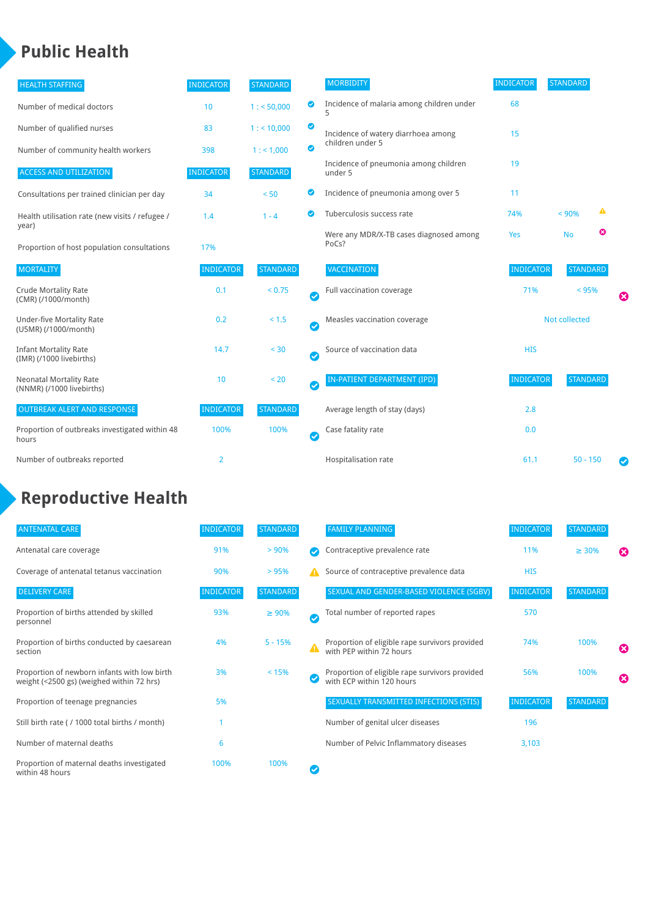# Public Health

| HEALTH STAFFING | INDICATOR | STANDARD | |
|---|---|---|---|
| Number of medical doctors | 10 | 1 : < 50,000 | ✔ |
| Number of qualified nurses | 83 | 1 : < 10,000 | ✔ |
| Number of community health workers | 398 | 1 : < 1,000 | ✔ |

| ACCESS AND UTILIZATION | INDICATOR | STANDARD | |
|---|---|---|---|
| Consultations per trained clinician per day | 34 | < 50 | ✔ |
| Health utilisation rate (new visits / refugee / year) | 1.4 | 1 - 4 | ✔ |
| Proportion of host population consultations | 17% | | |

| MORTALITY | INDICATOR | STANDARD | |
|---|---|---|---|
| Crude Mortality Rate (CMR) (/1000/month) | 0.1 | < 0.75 | ✔ |
| Under-five Mortality Rate (U5MR) (/1000/month) | 0.2 | < 1.5 | ✔ |
| Infant Mortality Rate (IMR) (/1000 livebirths) | 14.7 | < 30 | ✔ |
| Neonatal Mortality Rate (NNMR) (/1000 livebirths) | 10 | < 20 | ✔ |

| OUTBREAK ALERT AND RESPONSE | INDICATOR | STANDARD | |
|---|---|---|---|
| Proportion of outbreaks investigated within 48 hours | 100% | 100% | ✔ |
| Number of outbreaks reported | 2 | | |

| MORBIDITY | INDICATOR | STANDARD | |
|---|---|---|---|
| Incidence of malaria among children under 5 | 68 | | |
| Incidence of watery diarrhoea among children under 5 | 15 | | |
| Incidence of pneumonia among children under 5 | 19 | | |
| Incidence of pneumonia among over 5 | 11 | | |
| Tuberculosis success rate | 74% | < 90% | ⚠ |
| Were any MDR/X-TB cases diagnosed among PoCs? | Yes | No | ✖ |

| VACCINATION | INDICATOR | STANDARD | |
|---|---|---|---|
| Full vaccination coverage | 71% | < 95% | ✖ |
| Measles vaccination coverage | Not collected | | |
| Source of vaccination data | HIS | | |

| IN-PATIENT DEPARTMENT (IPD) | INDICATOR | STANDARD | |
|---|---|---|---|
| Average length of stay (days) | 2.8 | | |
| Case fatality rate | 0.0 | | |
| Hospitalisation rate | 61.1 | 50 - 150 | ✔ |

# Reproductive Health

| ANTENATAL CARE | INDICATOR | STANDARD | |
|---|---|---|---|
| Antenatal care coverage | 91% | > 90% | ✔ |
| Coverage of antenatal tetanus vaccination | 90% | > 95% | ⚠ |

| DELIVERY CARE | INDICATOR | STANDARD | |
|---|---|---|---|
| Proportion of births attended by skilled personnel | 93% | ≥ 90% | ✔ |
| Proportion of births conducted by caesarean section | 4% | 5 - 15% | ⚠ |
| Proportion of newborn infants with low birth weight (<2500 gs) (weighed within 72 hrs) | 3% | < 15% | ✔ |
| Proportion of teenage pregnancies | 5% | | |
| Still birth rate ( / 1000 total births / month) | 1 | | |
| Number of maternal deaths | 6 | | |
| Proportion of maternal deaths investigated within 48 hours | 100% | 100% | ✔ |

| FAMILY PLANNING | INDICATOR | STANDARD | |
|---|---|---|---|
| Contraceptive prevalence rate | 11% | ≥ 30% | ✖ |
| Source of contraceptive prevalence data | HIS | | |

| SEXUAL AND GENDER-BASED VIOLENCE (SGBV) | INDICATOR | STANDARD | |
|---|---|---|---|
| Total number of reported rapes | 570 | | |
| Proportion of eligible rape survivors provided with PEP within 72 hours | 74% | 100% | ✖ |
| Proportion of eligible rape survivors provided with ECP within 120 hours | 56% | 100% | ✖ |

| SEXUALLY TRANSMITTED INFECTIONS (STIS) | INDICATOR | STANDARD |
|---|---|---|
| Number of genital ulcer diseases | 196 | |
| Number of Pelvic Inflammatory diseases | 3,103 | |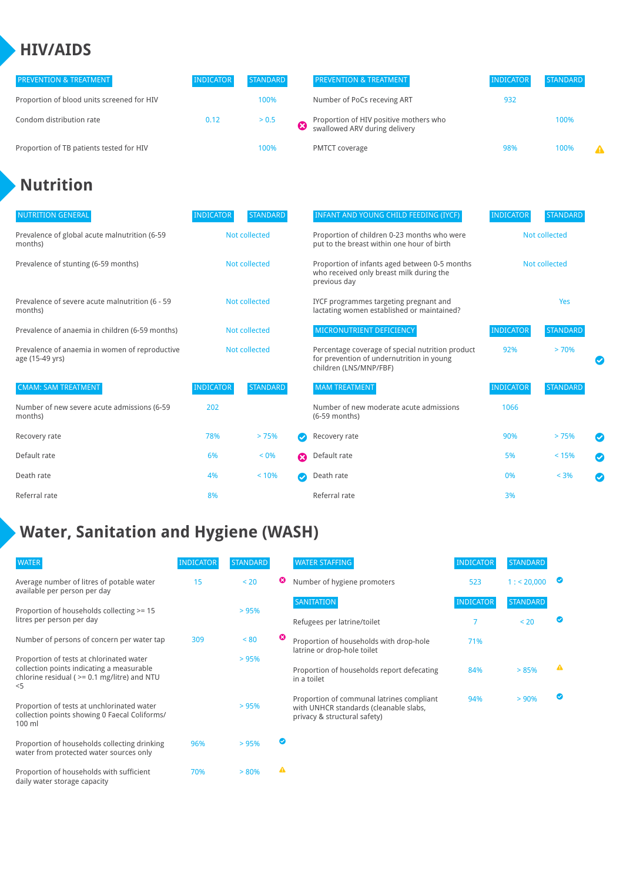## HIV/AIDS

| PREVENTION & TREATMENT | INDICATOR | STANDARD | |
|---|---|---|---|
| Proportion of blood units screened for HIV | | 100% | |
| Condom distribution rate | 0.12 | > 0.5 | ✖ |
| Proportion of TB patients tested for HIV | | 100% | |

| PREVENTION & TREATMENT | INDICATOR | STANDARD | |
|---|---|---|---|
| Number of PoCs receving ART | 932 | | |
| Proportion of HIV positive mothers who swallowed ARV during delivery | | 100% | |
| PMTCT coverage | 98% | 100% | ⚠ |

## Nutrition

| NUTRITION GENERAL | INDICATOR | STANDARD |
|---|---|---|
| Prevalence of global acute malnutrition (6-59 months) | Not collected | |
| Prevalence of stunting (6-59 months) | Not collected | |
| Prevalence of severe acute malnutrition (6 - 59 months) | Not collected | |
| Prevalence of anaemia in children (6-59 months) | Not collected | |
| Prevalence of anaemia in women of reproductive age (15-49 yrs) | Not collected | |

| CMAM: SAM TREATMENT | INDICATOR | STANDARD | |
|---|---|---|---|
| Number of new severe acute admissions (6-59 months) | 202 | | |
| Recovery rate | 78% | > 75% | ✔ |
| Default rate | 6% | < 0% | ✖ |
| Death rate | 4% | < 10% | ✔ |
| Referral rate | 8% | | |

| INFANT AND YOUNG CHILD FEEDING (IYCF) | INDICATOR | STANDARD |
|---|---|---|
| Proportion of children 0-23 months who were put to the breast within one hour of birth | Not collected | |
| Proportion of infants aged between 0-5 months who received only breast milk during the previous day | Not collected | |
| IYCF programmes targeting pregnant and lactating women established or maintained? | | Yes |

| MICRONUTRIENT DEFICIENCY | INDICATOR | STANDARD | |
|---|---|---|---|
| Percentage coverage of special nutrition product for prevention of undernutrition in young children (LNS/MNP/FBF) | 92% | > 70% | ✔ |

| MAM TREATMENT | INDICATOR | STANDARD | |
|---|---|---|---|
| Number of new moderate acute admissions (6-59 months) | 1066 | | |
| Recovery rate | 90% | > 75% | ✔ |
| Default rate | 5% | < 15% | ✔ |
| Death rate | 0% | < 3% | ✔ |
| Referral rate | 3% | | |

## Water, Sanitation and Hygiene (WASH)

| WATER | INDICATOR | STANDARD | |
|---|---|---|---|
| Average number of litres of potable water available per person per day | 15 | < 20 | ✖ |
| Proportion of households collecting >= 15 litres per person per day | | > 95% | |
| Number of persons of concern per water tap | 309 | < 80 | ✖ |
| Proportion of tests at chlorinated water collection points indicating a measurable chlorine residual ( >= 0.1 mg/litre) and NTU <5 | | > 95% | |
| Proportion of tests at unchlorinated water collection points showing 0 Faecal Coliforms/ 100 ml | | > 95% | |
| Proportion of households collecting drinking water from protected water sources only | 96% | > 95% | ✔ |
| Proportion of households with sufficient daily water storage capacity | 70% | > 80% | ⚠ |

| WATER STAFFING | INDICATOR | STANDARD | |
|---|---|---|---|
| Number of hygiene promoters | 523 | 1 : < 20,000 | ✔ |

| SANITATION | INDICATOR | STANDARD | |
|---|---|---|---|
| Refugees per latrine/toilet | 7 | < 20 | ✔ |
| Proportion of households with drop-hole latrine or drop-hole toilet | 71% | | |
| Proportion of households report defecating in a toilet | 84% | > 85% | ⚠ |
| Proportion of communal latrines compliant with UNHCR standards (cleanable slabs, privacy & structural safety) | 94% | > 90% | ✔ |